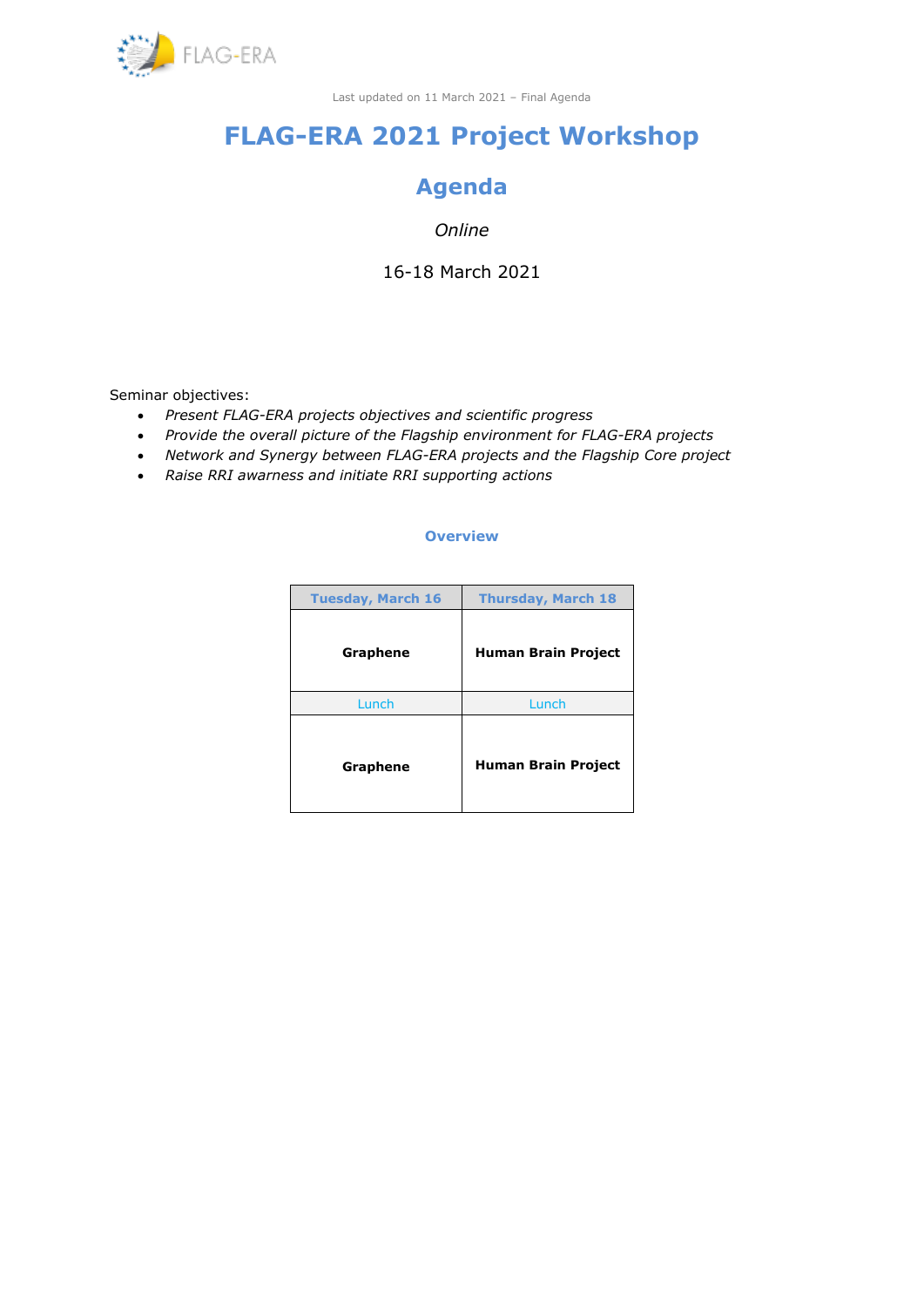Last updated on 11 March 2021 – Final Agenda

# FLAG-ERA 2021 Project Workshop

## Agenda

*Online*

16-18 March 2021

Seminar objectives:

- *Present FLAG-ERA projects objectives and scientific progress*
- *Provide the overall picture of the Flagship environment for FLAG-ERA projects*
- *Network and Synergy between FLAG-ERA projects and the Flagship Core project*
- *Raise RRI awarness and initiate RRI supporting actions*

### Overview

| Tuesday, March 16 | Thursday, March 18 |
|---|---|
| **Graphene** | **Human Brain Project** |
| Lunch | Lunch |
| **Graphene** | **Human Brain Project** |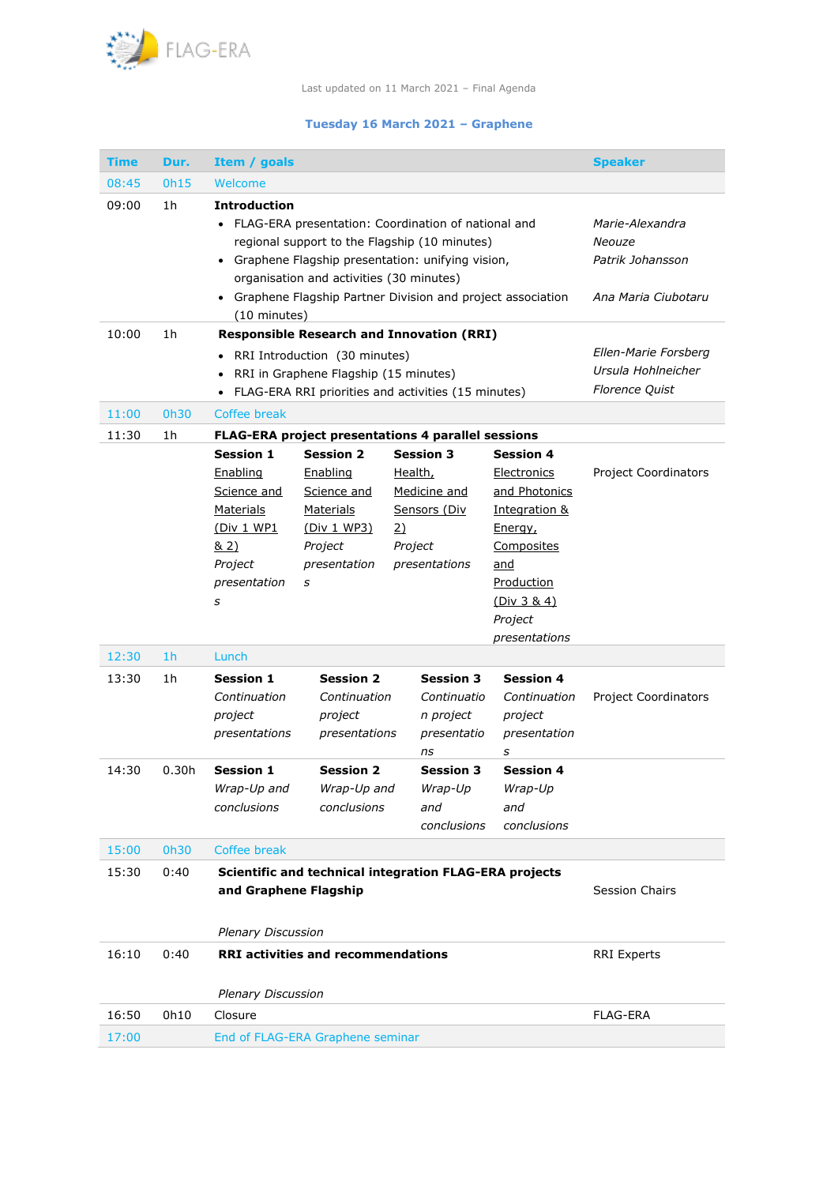FLAG-ERA

Last updated on 11 March 2021 – Final Agenda

### Tuesday 16 March 2021 – Graphene

| Time | Dur. | Item / goals | Speaker |
|---|---|---|---|
| 08:45 | 0h15 | Welcome | |
| 09:00 | 1h | **Introduction**<br>• FLAG-ERA presentation: Coordination of national and regional support to the Flagship (10 minutes)<br>• Graphene Flagship presentation: unifying vision, organisation and activities (30 minutes)<br>• Graphene Flagship Partner Division and project association (10 minutes) | *Marie-Alexandra Neouze*<br>*Patrik Johansson*<br>*Ana Maria Ciubotaru* |
| 10:00 | 1h | **Responsible Research and Innovation (RRI)**<br>• RRI Introduction (30 minutes)<br>• RRI in Graphene Flagship (15 minutes)<br>• FLAG-ERA RRI priorities and activities (15 minutes) | *Ellen-Marie Forsberg*<br>*Ursula Hohlneicher*<br>*Florence Quist* |
| 11:00 | 0h30 | Coffee break | |
| 11:30 | 1h | **FLAG-ERA project presentations 4 parallel sessions**<br>**Session 1** Enabling Science and Materials (Div 1 WP1 & 2) *Project presentations*<br>**Session 2** Enabling Science and Materials (Div 1 WP3) *Project presentations*<br>**Session 3** Health, Medicine and Sensors (Div 2) *Project presentations*<br>**Session 4** Electronics and Photonics Integration & Energy, Composites and Production (Div 3 & 4) *Project presentations* | Project Coordinators |
| 12:30 | 1h | Lunch | |
| 13:30 | 1h | **Session 1** *Continuation project presentations*<br>**Session 2** *Continuation project presentations*<br>**Session 3** *Continuation project presentations*<br>**Session 4** *Continuation project presentations* | Project Coordinators |
| 14:30 | 0.30h | **Session 1** *Wrap-Up and conclusions*<br>**Session 2** *Wrap-Up and conclusions*<br>**Session 3** *Wrap-Up and conclusions*<br>**Session 4** *Wrap-Up and conclusions* | |
| 15:00 | 0h30 | Coffee break | |
| 15:30 | 0:40 | **Scientific and technical integration FLAG-ERA projects and Graphene Flagship**<br>*Plenary Discussion* | Session Chairs |
| 16:10 | 0:40 | **RRI activities and recommendations**<br>*Plenary Discussion* | RRI Experts |
| 16:50 | 0h10 | Closure | FLAG-ERA |
| 17:00 | | End of FLAG-ERA Graphene seminar | |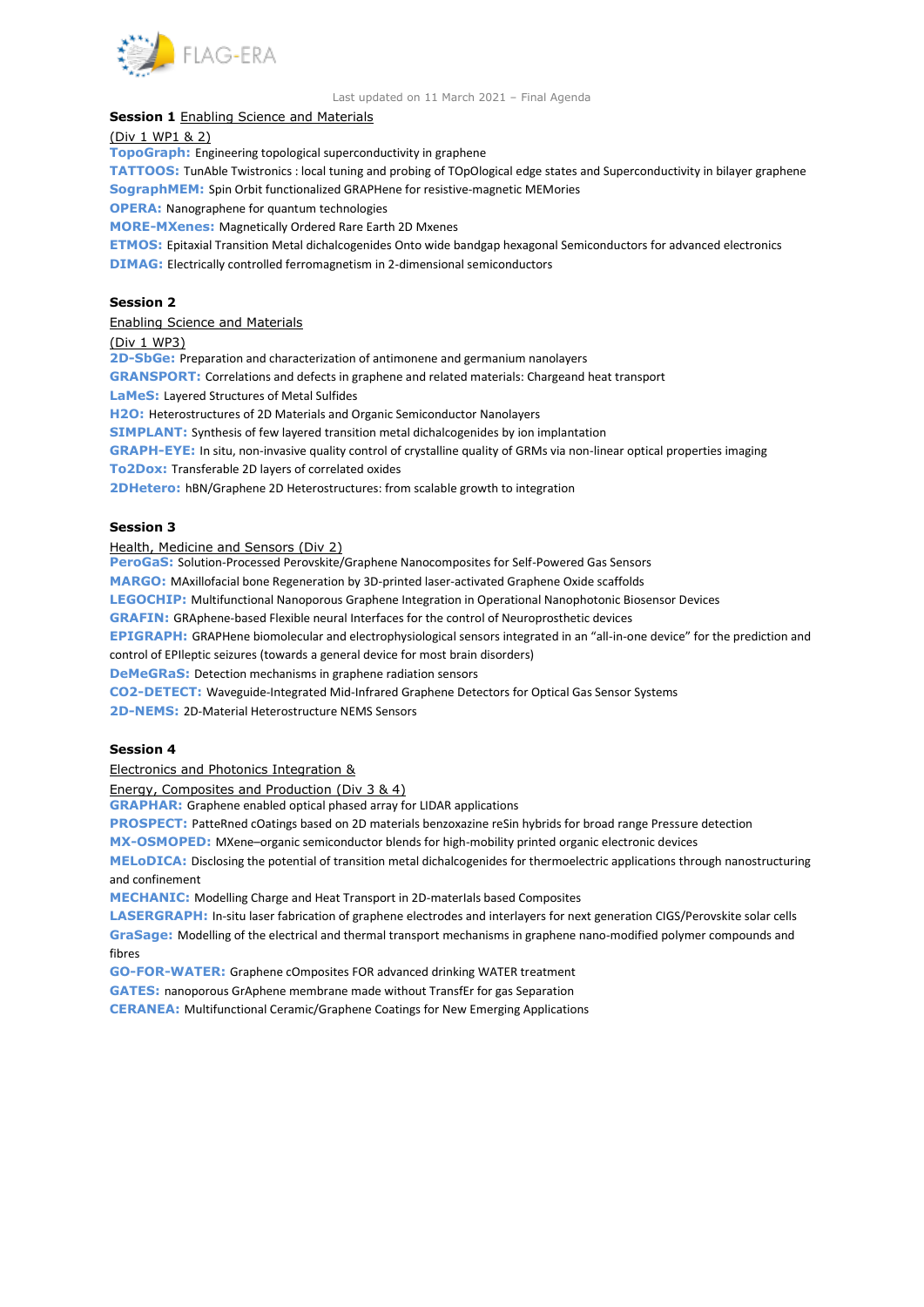Last updated on 11 March 2021 – Final Agenda

**Session 1** Enabling Science and Materials
(Div 1 WP1 & 2)

**TopoGraph:** Engineering topological superconductivity in graphene
**TATTOOS:** TunAble Twistronics : local tuning and probing of TOpOlogical edge states and Superconductivity in bilayer graphene
**SographMEM:** Spin Orbit functionalized GRAPHene for resistive-magnetic MEMories
**OPERA:** Nanographene for quantum technologies
**MORE-MXenes:** Magnetically Ordered Rare Earth 2D Mxenes
**ETMOS:** Epitaxial Transition Metal dichalcogenides Onto wide bandgap hexagonal Semiconductors for advanced electronics
**DIMAG:** Electrically controlled ferromagnetism in 2-dimensional semiconductors

**Session 2**
Enabling Science and Materials
(Div 1 WP3)

**2D-SbGe:** Preparation and characterization of antimonene and germanium nanolayers
**GRANSPORT:** Correlations and defects in graphene and related materials: Chargeand heat transport
**LaMeS:** Layered Structures of Metal Sulfides
**H2O:** Heterostructures of 2D Materials and Organic Semiconductor Nanolayers
**SIMPLANT:** Synthesis of few layered transition metal dichalcogenides by ion implantation
**GRAPH-EYE:** In situ, non-invasive quality control of crystalline quality of GRMs via non-linear optical properties imaging
**To2Dox:** Transferable 2D layers of correlated oxides
**2DHetero:** hBN/Graphene 2D Heterostructures: from scalable growth to integration

**Session 3**
Health, Medicine and Sensors (Div 2)

**PeroGaS:** Solution-Processed Perovskite/Graphene Nanocomposites for Self-Powered Gas Sensors
**MARGO:** MAxillofacial bone Regeneration by 3D-printed laser-activated Graphene Oxide scaffolds
**LEGOCHIP:** Multifunctional Nanoporous Graphene Integration in Operational Nanophotonic Biosensor Devices
**GRAFIN:** GRAphene-based Flexible neural Interfaces for the control of Neuroprosthetic devices
**EPIGRAPH:** GRAPHene biomolecular and electrophysiological sensors integrated in an "all-in-one device" for the prediction and control of EPIleptic seizures (towards a general device for most brain disorders)
**DeMeGRaS:** Detection mechanisms in graphene radiation sensors
**CO2-DETECT:** Waveguide-Integrated Mid-Infrared Graphene Detectors for Optical Gas Sensor Systems
**2D-NEMS:** 2D-Material Heterostructure NEMS Sensors

**Session 4**
Electronics and Photonics Integration &
Energy, Composites and Production (Div 3 & 4)

**GRAPHAR:** Graphene enabled optical phased array for LIDAR applications
**PROSPECT:** PatteRned cOatings based on 2D materials benzoxazine reSin hybrids for broad range Pressure detection
**MX-OSMOPED:** MXene–organic semiconductor blends for high-mobility printed organic electronic devices
**MELoDICA:** Disclosing the potential of transition metal dichalcogenides for thermoelectric applications through nanostructuring and confinement
**MECHANIC:** Modelling Charge and Heat Transport in 2D-materIals based Composites
**LASERGRAPH:** In-situ laser fabrication of graphene electrodes and interlayers for next generation CIGS/Perovskite solar cells
**GraSage:** Modelling of the electrical and thermal transport mechanisms in graphene nano-modified polymer compounds and fibres
**GO-FOR-WATER:** Graphene cOmposites FOR advanced drinking WATER treatment
**GATES:** nanoporous GrAphene membrane made without TransfEr for gas Separation
**CERANEA:** Multifunctional Ceramic/Graphene Coatings for New Emerging Applications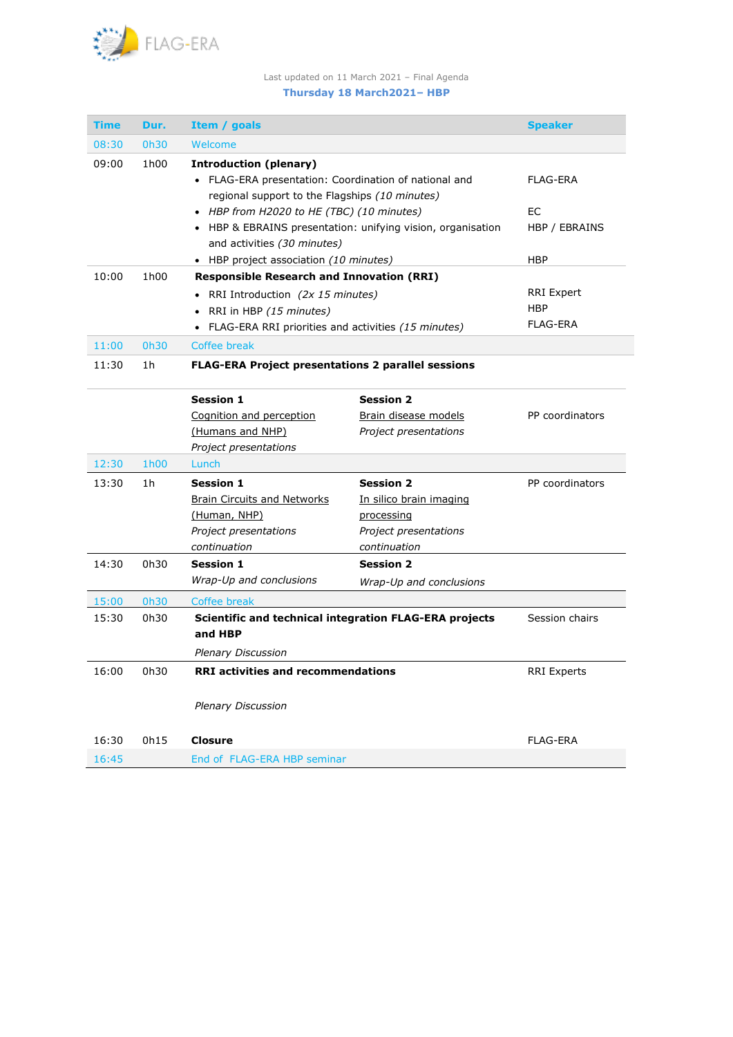Last updated on 11 March 2021 – Final Agenda

**Thursday 18 March2021– HBP**

| Time | Dur. | Item / goals | | Speaker |
|---|---|---|---|---|
| 08:30 | 0h30 | Welcome | | |
| 09:00 | 1h00 | **Introduction (plenary)**<br>• FLAG-ERA presentation: Coordination of national and regional support to the Flagships *(10 minutes)*<br>• *HBP from H2020 to HE (TBC) (10 minutes)*<br>• HBP & EBRAINS presentation: unifying vision, organisation and activities *(30 minutes)*<br>• HBP project association *(10 minutes)* | | FLAG-ERA<br>EC<br>HBP / EBRAINS<br>HBP |
| 10:00 | 1h00 | **Responsible Research and Innovation (RRI)**<br>• RRI Introduction *(2x 15 minutes)*<br>• RRI in HBP *(15 minutes)*<br>• FLAG-ERA RRI priorities and activities *(15 minutes)* | | RRI Expert<br>HBP<br>FLAG-ERA |
| 11:00 | 0h30 | Coffee break | | |
| 11:30 | 1h | **FLAG-ERA Project presentations 2 parallel sessions** | | |
| | | **Session 1**<br>Cognition and perception (Humans and NHP)<br>*Project presentations* | **Session 2**<br>Brain disease models<br>*Project presentations* | PP coordinators |
| 12:30 | 1h00 | Lunch | | |
| 13:30 | 1h | **Session 1**<br>Brain Circuits and Networks (Human, NHP)<br>*Project presentations continuation* | **Session 2**<br>In silico brain imaging processing<br>*Project presentations continuation* | PP coordinators |
| 14:30 | 0h30 | **Session 1**<br>*Wrap-Up and conclusions* | **Session 2**<br>*Wrap-Up and conclusions* | |
| 15:00 | 0h30 | Coffee break | | |
| 15:30 | 0h30 | **Scientific and technical integration FLAG-ERA projects and HBP**<br>*Plenary Discussion* | | Session chairs |
| 16:00 | 0h30 | **RRI activities and recommendations**<br>*Plenary Discussion* | | RRI Experts |
| 16:30 | 0h15 | **Closure** | | FLAG-ERA |
| 16:45 | | End of FLAG-ERA HBP seminar | | |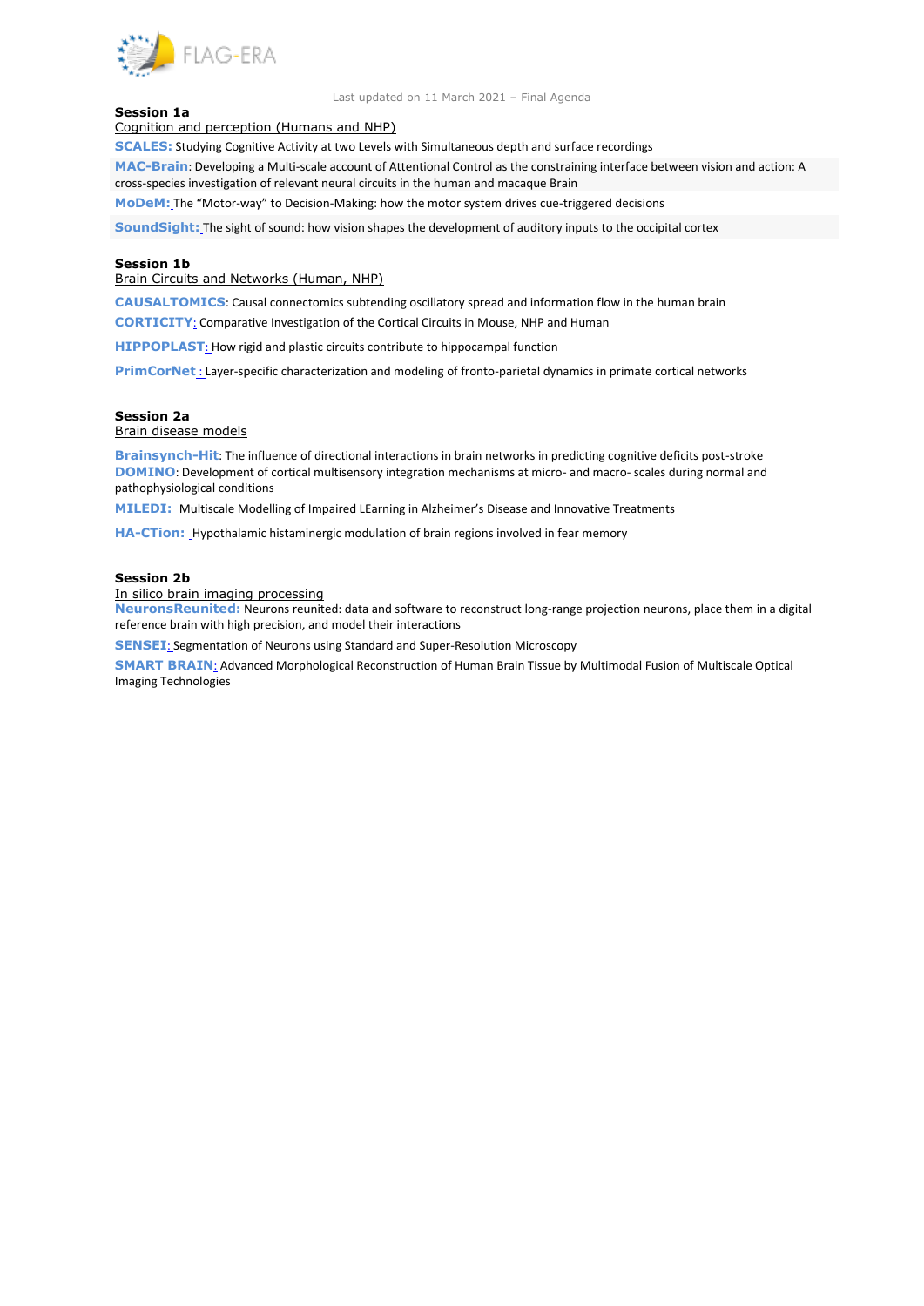Last updated on 11 March 2021 – Final Agenda

**Session 1a**

Cognition and perception (Humans and NHP)

**SCALES:** Studying Cognitive Activity at two Levels with Simultaneous depth and surface recordings

**MAC-Brain**: Developing a Multi-scale account of Attentional Control as the constraining interface between vision and action: A cross-species investigation of relevant neural circuits in the human and macaque Brain

**MoDeM:** The "Motor-way" to Decision-Making: how the motor system drives cue-triggered decisions

**SoundSight:** The sight of sound: how vision shapes the development of auditory inputs to the occipital cortex

**Session 1b**

Brain Circuits and Networks (Human, NHP)

**CAUSALTOMICS**: Causal connectomics subtending oscillatory spread and information flow in the human brain

**CORTICITY**: Comparative Investigation of the Cortical Circuits in Mouse, NHP and Human

**HIPPOPLAST**: How rigid and plastic circuits contribute to hippocampal function

**PrimCorNet** : Layer-specific characterization and modeling of fronto-parietal dynamics in primate cortical networks

**Session 2a**

Brain disease models

**Brainsynch-Hit**: The influence of directional interactions in brain networks in predicting cognitive deficits post-stroke

**DOMINO**: Development of cortical multisensory integration mechanisms at micro- and macro- scales during normal and pathophysiological conditions

**MILEDI:** Multiscale Modelling of Impaired LEarning in Alzheimer's Disease and Innovative Treatments

**HA-CTion:** Hypothalamic histaminergic modulation of brain regions involved in fear memory

**Session 2b**

In silico brain imaging processing

**NeuronsReunited:** Neurons reunited: data and software to reconstruct long-range projection neurons, place them in a digital reference brain with high precision, and model their interactions

**SENSEI**: Segmentation of Neurons using Standard and Super-Resolution Microscopy

**SMART BRAIN**: Advanced Morphological Reconstruction of Human Brain Tissue by Multimodal Fusion of Multiscale Optical Imaging Technologies